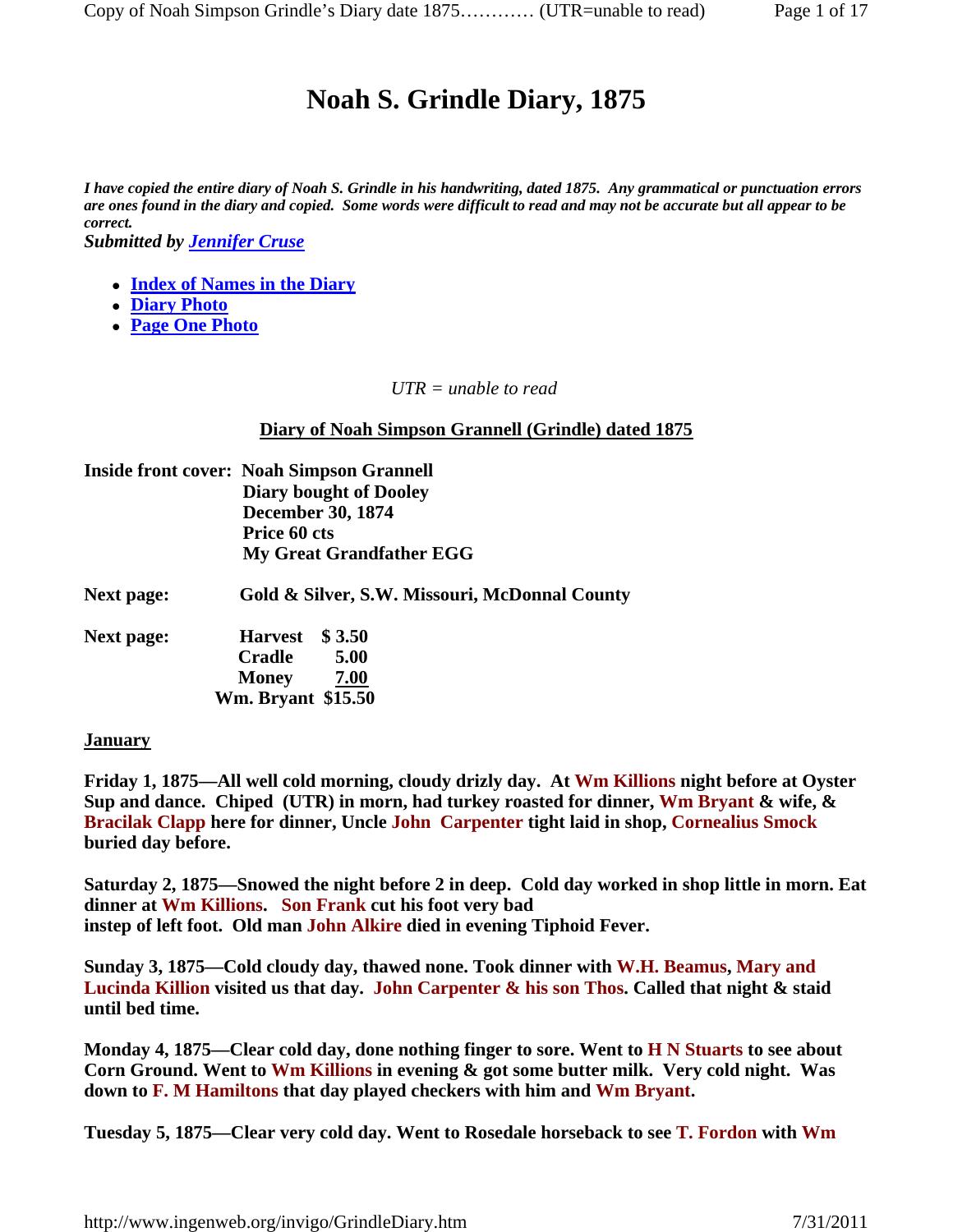# Noah S. Grindle Diary, 1875

***I have copied the entire diary of Noah S. Grindle in his handwriting, dated 1875. Any grammatical or punctuation errors are ones found in the diary and copied. Some words were difficult to read and may not be accurate but all appear to be correct.***
***Submitted by Jennifer Cruse***

- **Index of Names in the Diary**
- **Diary Photo**
- **Page One Photo**

*UTR = unable to read*

**Diary of Noah Simpson Grannell (Grindle) dated 1875**

**Inside front cover:** **Noah Simpson Grannell**
**Diary bought of Dooley**
**December 30, 1874**
**Price 60 cts**
**My Great Grandfather EGG**

**Next page:** **Gold & Silver, S.W. Missouri, McDonnal County**

**Next page:**

| | |
|---|---|
| **Harvest** | **$ 3.50** |
| **Cradle** | **5.00** |
| **Money** | **7.00** |
| **Wm. Bryant** | **$15.50** |

**January**

**Friday 1, 1875—All well cold morning, cloudy drizly day. At Wm Killions night before at Oyster Sup and dance. Chiped (UTR) in morn, had turkey roasted for dinner, Wm Bryant & wife, & Bracilak Clapp here for dinner, Uncle John Carpenter tight laid in shop, Cornealius Smock buried day before.**

**Saturday 2, 1875—Snowed the night before 2 in deep. Cold day worked in shop little in morn. Eat dinner at Wm Killions. Son Frank cut his foot very bad instep of left foot. Old man John Alkire died in evening Tiphoid Fever.**

**Sunday 3, 1875—Cold cloudy day, thawed none. Took dinner with W.H. Beamus, Mary and Lucinda Killion visited us that day. John Carpenter & his son Thos. Called that night & staid until bed time.**

**Monday 4, 1875—Clear cold day, done nothing finger to sore. Went to H N Stuarts to see about Corn Ground. Went to Wm Killions in evening & got some butter milk. Very cold night. Was down to F. M Hamiltons that day played checkers with him and Wm Bryant.**

**Tuesday 5, 1875—Clear very cold day. Went to Rosedale horseback to see T. Fordon with Wm**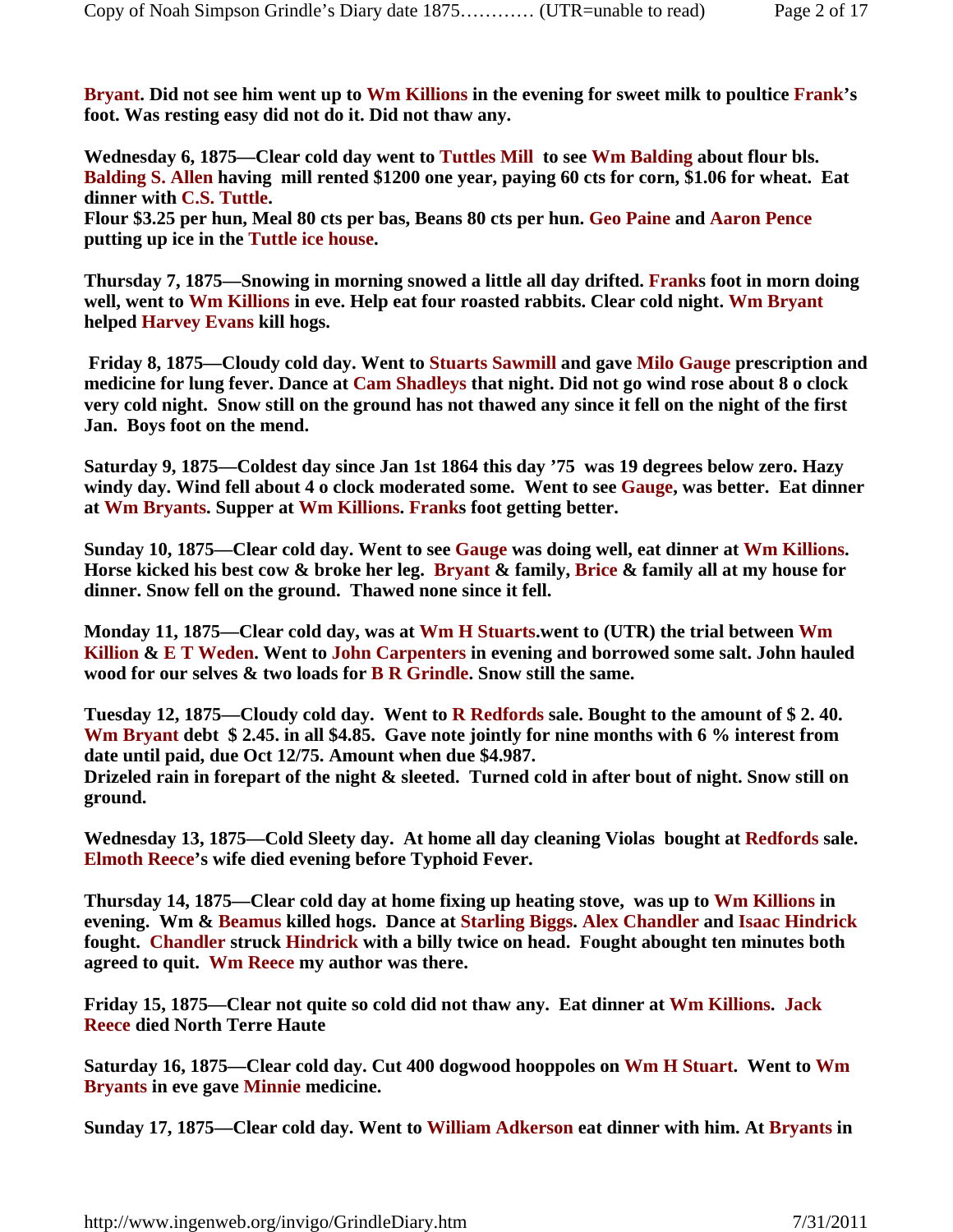**Bryant. Did not see him went up to Wm Killions in the evening for sweet milk to poultice Frank's foot. Was resting easy did not do it. Did not thaw any.**

**Wednesday 6, 1875—Clear cold day went to Tuttles Mill to see Wm Balding about flour bls. Balding S. Allen having mill rented $1200 one year, paying 60 cts for corn, $1.06 for wheat. Eat dinner with C.S. Tuttle.**
**Flour $3.25 per hun, Meal 80 cts per bas, Beans 80 cts per hun. Geo Paine and Aaron Pence putting up ice in the Tuttle ice house.**

**Thursday 7, 1875—Snowing in morning snowed a little all day drifted. Franks foot in morn doing well, went to Wm Killions in eve. Help eat four roasted rabbits. Clear cold night. Wm Bryant helped Harvey Evans kill hogs.**

**Friday 8, 1875—Cloudy cold day. Went to Stuarts Sawmill and gave Milo Gauge prescription and medicine for lung fever. Dance at Cam Shadleys that night. Did not go wind rose about 8 o clock very cold night. Snow still on the ground has not thawed any since it fell on the night of the first Jan. Boys foot on the mend.**

**Saturday 9, 1875—Coldest day since Jan 1st 1864 this day '75 was 19 degrees below zero. Hazy windy day. Wind fell about 4 o clock moderated some. Went to see Gauge, was better. Eat dinner at Wm Bryants. Supper at Wm Killions. Franks foot getting better.**

**Sunday 10, 1875—Clear cold day. Went to see Gauge was doing well, eat dinner at Wm Killions. Horse kicked his best cow & broke her leg. Bryant & family, Brice & family all at my house for dinner. Snow fell on the ground. Thawed none since it fell.**

**Monday 11, 1875—Clear cold day, was at Wm H Stuarts.went to (UTR) the trial between Wm Killion & E T Weden. Went to John Carpenters in evening and borrowed some salt. John hauled wood for our selves & two loads for B R Grindle. Snow still the same.**

**Tuesday 12, 1875—Cloudy cold day. Went to R Redfords sale. Bought to the amount of $ 2. 40. Wm Bryant debt $ 2.45. in all $4.85. Gave note jointly for nine months with 6 % interest from date until paid, due Oct 12/75. Amount when due $4.987.**
**Drizeled rain in forepart of the night & sleeted. Turned cold in after bout of night. Snow still on ground.**

**Wednesday 13, 1875—Cold Sleety day. At home all day cleaning Violas bought at Redfords sale. Elmoth Reece's wife died evening before Typhoid Fever.**

**Thursday 14, 1875—Clear cold day at home fixing up heating stove, was up to Wm Killions in evening. Wm & Beamus killed hogs. Dance at Starling Biggs. Alex Chandler and Isaac Hindrick fought. Chandler struck Hindrick with a billy twice on head. Fought abought ten minutes both agreed to quit. Wm Reece my author was there.**

**Friday 15, 1875—Clear not quite so cold did not thaw any. Eat dinner at Wm Killions. Jack Reece died North Terre Haute**

**Saturday 16, 1875—Clear cold day. Cut 400 dogwood hooppoles on Wm H Stuart. Went to Wm Bryants in eve gave Minnie medicine.**

**Sunday 17, 1875—Clear cold day. Went to William Adkerson eat dinner with him. At Bryants in**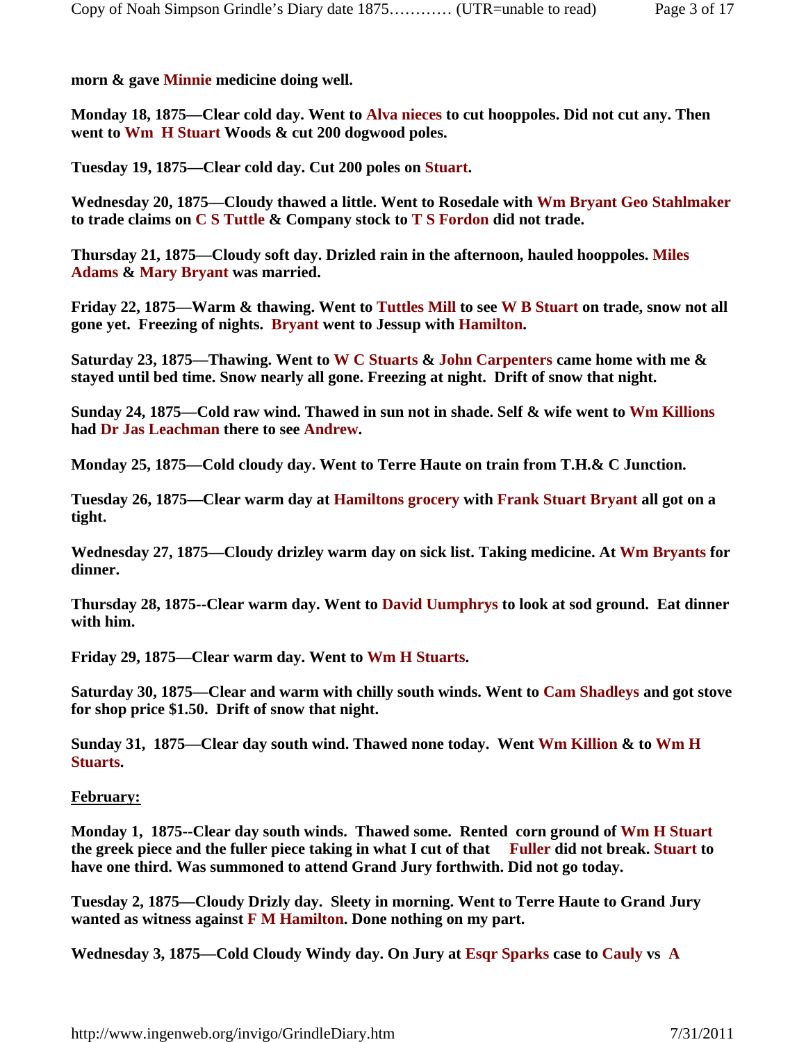**morn & gave Minnie medicine doing well.**

**Monday 18, 1875—Clear cold day. Went to Alva nieces to cut hooppoles. Did not cut any. Then went to Wm H Stuart Woods & cut 200 dogwood poles.**

**Tuesday 19, 1875—Clear cold day. Cut 200 poles on Stuart.**

**Wednesday 20, 1875—Cloudy thawed a little. Went to Rosedale with Wm Bryant Geo Stahlmaker to trade claims on C S Tuttle & Company stock to T S Fordon did not trade.**

**Thursday 21, 1875—Cloudy soft day. Drizled rain in the afternoon, hauled hooppoles. Miles Adams & Mary Bryant was married.**

**Friday 22, 1875—Warm & thawing. Went to Tuttles Mill to see W B Stuart on trade, snow not all gone yet. Freezing of nights. Bryant went to Jessup with Hamilton.**

**Saturday 23, 1875—Thawing. Went to W C Stuarts & John Carpenters came home with me & stayed until bed time. Snow nearly all gone. Freezing at night. Drift of snow that night.**

**Sunday 24, 1875—Cold raw wind. Thawed in sun not in shade. Self & wife went to Wm Killions had Dr Jas Leachman there to see Andrew.**

**Monday 25, 1875—Cold cloudy day. Went to Terre Haute on train from T.H.& C Junction.**

**Tuesday 26, 1875—Clear warm day at Hamiltons grocery with Frank Stuart Bryant all got on a tight.**

**Wednesday 27, 1875—Cloudy drizley warm day on sick list. Taking medicine. At Wm Bryants for dinner.**

**Thursday 28, 1875--Clear warm day. Went to David Uumphrys to look at sod ground. Eat dinner with him.**

**Friday 29, 1875—Clear warm day. Went to Wm H Stuarts.**

**Saturday 30, 1875—Clear and warm with chilly south winds. Went to Cam Shadleys and got stove for shop price $1.50. Drift of snow that night.**

**Sunday 31, 1875—Clear day south wind. Thawed none today. Went Wm Killion & to Wm H Stuarts.**

**<u>February:</u>**

**Monday 1, 1875--Clear day south winds. Thawed some. Rented corn ground of Wm H Stuart the greek piece and the fuller piece taking in what I cut of that Fuller did not break. Stuart to have one third. Was summoned to attend Grand Jury forthwith. Did not go today.**

**Tuesday 2, 1875—Cloudy Drizly day. Sleety in morning. Went to Terre Haute to Grand Jury wanted as witness against F M Hamilton. Done nothing on my part.**

**Wednesday 3, 1875—Cold Cloudy Windy day. On Jury at Esqr Sparks case to Cauly vs A**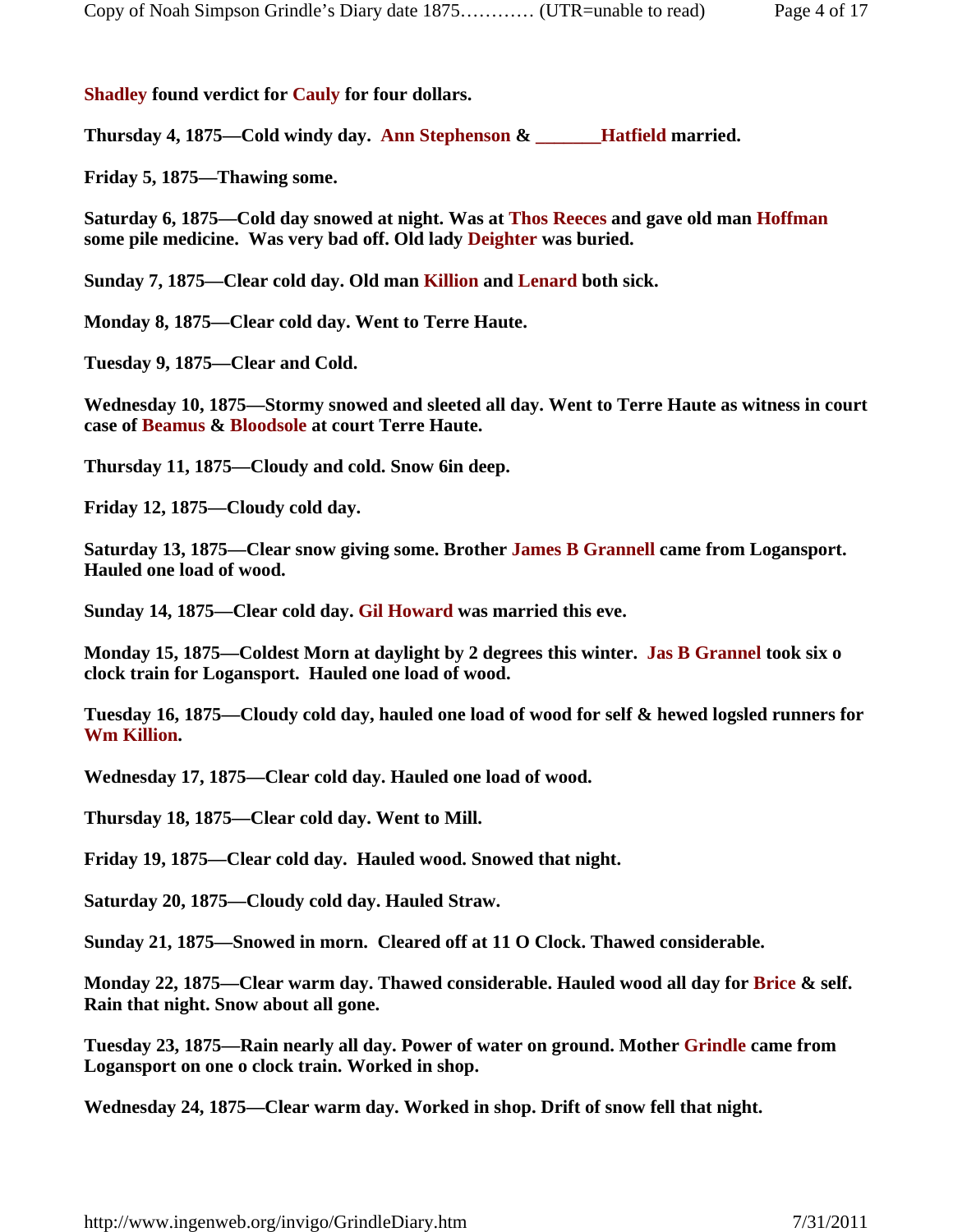**Shadley found verdict for Cauly for four dollars.**

**Thursday 4, 1875—Cold windy day. Ann Stephenson & _______Hatfield married.**

**Friday 5, 1875—Thawing some.**

**Saturday 6, 1875—Cold day snowed at night. Was at Thos Reeces and gave old man Hoffman some pile medicine. Was very bad off. Old lady Deighter was buried.**

**Sunday 7, 1875—Clear cold day. Old man Killion and Lenard both sick.**

**Monday 8, 1875—Clear cold day. Went to Terre Haute.**

**Tuesday 9, 1875—Clear and Cold.**

**Wednesday 10, 1875—Stormy snowed and sleeted all day. Went to Terre Haute as witness in court case of Beamus & Bloodsole at court Terre Haute.**

**Thursday 11, 1875—Cloudy and cold. Snow 6in deep.**

**Friday 12, 1875—Cloudy cold day.**

**Saturday 13, 1875—Clear snow giving some. Brother James B Grannell came from Logansport. Hauled one load of wood.**

**Sunday 14, 1875—Clear cold day. Gil Howard was married this eve.**

**Monday 15, 1875—Coldest Morn at daylight by 2 degrees this winter. Jas B Grannel took six o clock train for Logansport. Hauled one load of wood.**

**Tuesday 16, 1875—Cloudy cold day, hauled one load of wood for self & hewed logsled runners for Wm Killion.**

**Wednesday 17, 1875—Clear cold day. Hauled one load of wood.**

**Thursday 18, 1875—Clear cold day. Went to Mill.**

**Friday 19, 1875—Clear cold day. Hauled wood. Snowed that night.**

**Saturday 20, 1875—Cloudy cold day. Hauled Straw.**

**Sunday 21, 1875—Snowed in morn. Cleared off at 11 O Clock. Thawed considerable.**

**Monday 22, 1875—Clear warm day. Thawed considerable. Hauled wood all day for Brice & self. Rain that night. Snow about all gone.**

**Tuesday 23, 1875—Rain nearly all day. Power of water on ground. Mother Grindle came from Logansport on one o clock train. Worked in shop.**

**Wednesday 24, 1875—Clear warm day. Worked in shop. Drift of snow fell that night.**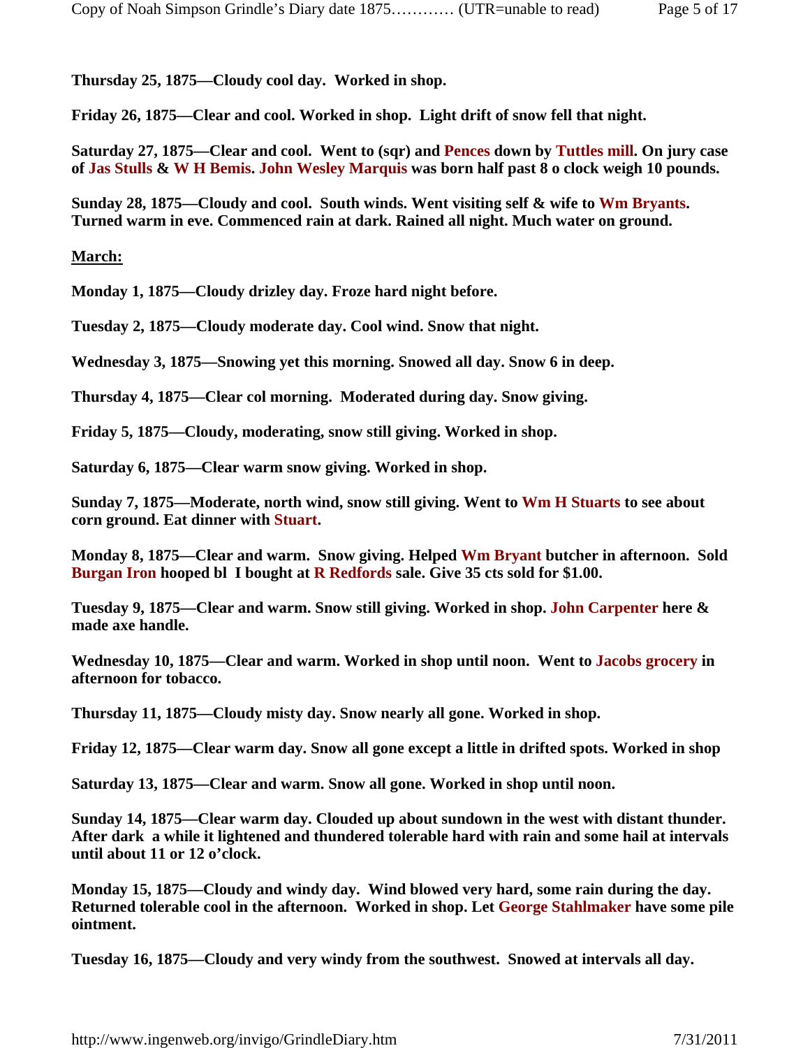**Thursday 25, 1875—Cloudy cool day.  Worked in shop.**

**Friday 26, 1875—Clear and cool. Worked in shop.  Light drift of snow fell that night.**

**Saturday 27, 1875—Clear and cool.  Went to (sqr) and Pences down by Tuttles mill. On jury case of Jas Stulls & W H Bemis. John Wesley Marquis was born half past 8 o clock weigh 10 pounds.**

**Sunday 28, 1875—Cloudy and cool.  South winds. Went visiting self & wife to Wm Bryants. Turned warm in eve. Commenced rain at dark. Rained all night. Much water on ground.**

**<u>March:</u>**

**Monday 1, 1875—Cloudy drizley day. Froze hard night before.**

**Tuesday 2, 1875—Cloudy moderate day. Cool wind. Snow that night.**

**Wednesday 3, 1875—Snowing yet this morning. Snowed all day. Snow 6 in deep.**

**Thursday 4, 1875—Clear col morning.  Moderated during day. Snow giving.**

**Friday 5, 1875—Cloudy, moderating, snow still giving. Worked in shop.**

**Saturday 6, 1875—Clear warm snow giving. Worked in shop.**

**Sunday 7, 1875—Moderate, north wind, snow still giving. Went to Wm H Stuarts to see about corn ground. Eat dinner with Stuart.**

**Monday 8, 1875—Clear and warm.  Snow giving. Helped Wm Bryant butcher in afternoon.  Sold Burgan Iron hooped bl  I bought at R Redfords sale. Give 35 cts sold for $1.00.**

**Tuesday 9, 1875—Clear and warm. Snow still giving. Worked in shop. John Carpenter here & made axe handle.**

**Wednesday 10, 1875—Clear and warm. Worked in shop until noon.  Went to Jacobs grocery in afternoon for tobacco.**

**Thursday 11, 1875—Cloudy misty day. Snow nearly all gone. Worked in shop.**

**Friday 12, 1875—Clear warm day. Snow all gone except a little in drifted spots. Worked in shop**

**Saturday 13, 1875—Clear and warm. Snow all gone. Worked in shop until noon.**

**Sunday 14, 1875—Clear warm day. Clouded up about sundown in the west with distant thunder. After dark  a while it lightened and thundered tolerable hard with rain and some hail at intervals until about 11 or 12 o'clock.**

**Monday 15, 1875—Cloudy and windy day.  Wind blowed very hard, some rain during the day. Returned tolerable cool in the afternoon.  Worked in shop. Let George Stahlmaker have some pile ointment.**

**Tuesday 16, 1875—Cloudy and very windy from the southwest.  Snowed at intervals all day.**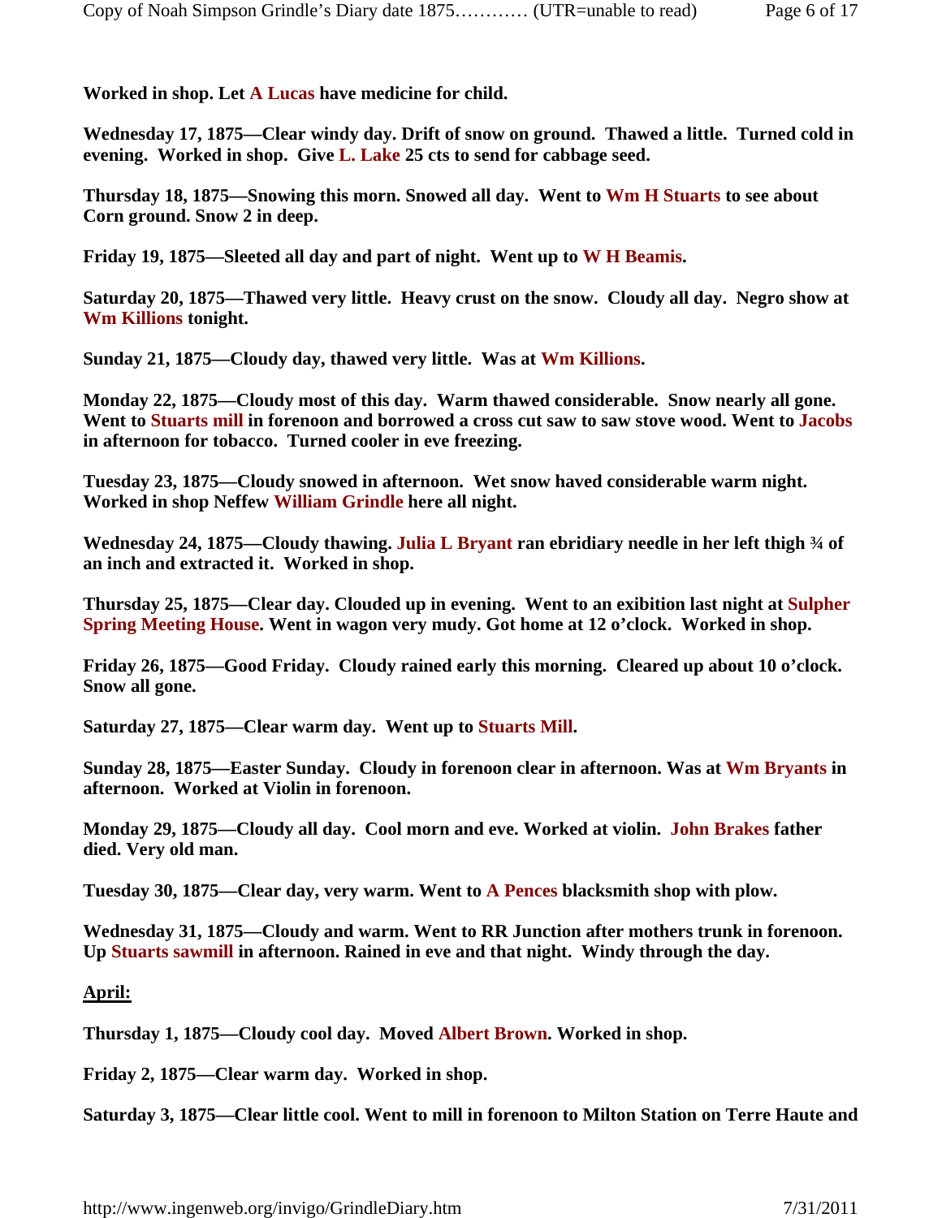**Worked in shop. Let A Lucas have medicine for child.**

**Wednesday 17, 1875—Clear windy day. Drift of snow on ground. Thawed a little. Turned cold in evening. Worked in shop. Give L. Lake 25 cts to send for cabbage seed.**

**Thursday 18, 1875—Snowing this morn. Snowed all day. Went to Wm H Stuarts to see about Corn ground. Snow 2 in deep.**

**Friday 19, 1875—Sleeted all day and part of night. Went up to W H Beamis.**

**Saturday 20, 1875—Thawed very little. Heavy crust on the snow. Cloudy all day. Negro show at Wm Killions tonight.**

**Sunday 21, 1875—Cloudy day, thawed very little. Was at Wm Killions.**

**Monday 22, 1875—Cloudy most of this day. Warm thawed considerable. Snow nearly all gone. Went to Stuarts mill in forenoon and borrowed a cross cut saw to saw stove wood. Went to Jacobs in afternoon for tobacco. Turned cooler in eve freezing.**

**Tuesday 23, 1875—Cloudy snowed in afternoon. Wet snow haved considerable warm night. Worked in shop Neffew William Grindle here all night.**

**Wednesday 24, 1875—Cloudy thawing. Julia L Bryant ran ebridiary needle in her left thigh ¾ of an inch and extracted it. Worked in shop.**

**Thursday 25, 1875—Clear day. Clouded up in evening. Went to an exibition last night at Sulpher Spring Meeting House. Went in wagon very mudy. Got home at 12 o'clock. Worked in shop.**

**Friday 26, 1875—Good Friday. Cloudy rained early this morning. Cleared up about 10 o'clock. Snow all gone.**

**Saturday 27, 1875—Clear warm day. Went up to Stuarts Mill.**

**Sunday 28, 1875—Easter Sunday. Cloudy in forenoon clear in afternoon. Was at Wm Bryants in afternoon. Worked at Violin in forenoon.**

**Monday 29, 1875—Cloudy all day. Cool morn and eve. Worked at violin. John Brakes father died. Very old man.**

**Tuesday 30, 1875—Clear day, very warm. Went to A Pences blacksmith shop with plow.**

**Wednesday 31, 1875—Cloudy and warm. Went to RR Junction after mothers trunk in forenoon. Up Stuarts sawmill in afternoon. Rained in eve and that night. Windy through the day.**

**<u>April:</u>**

**Thursday 1, 1875—Cloudy cool day. Moved Albert Brown. Worked in shop.**

**Friday 2, 1875—Clear warm day. Worked in shop.**

**Saturday 3, 1875—Clear little cool. Went to mill in forenoon to Milton Station on Terre Haute and**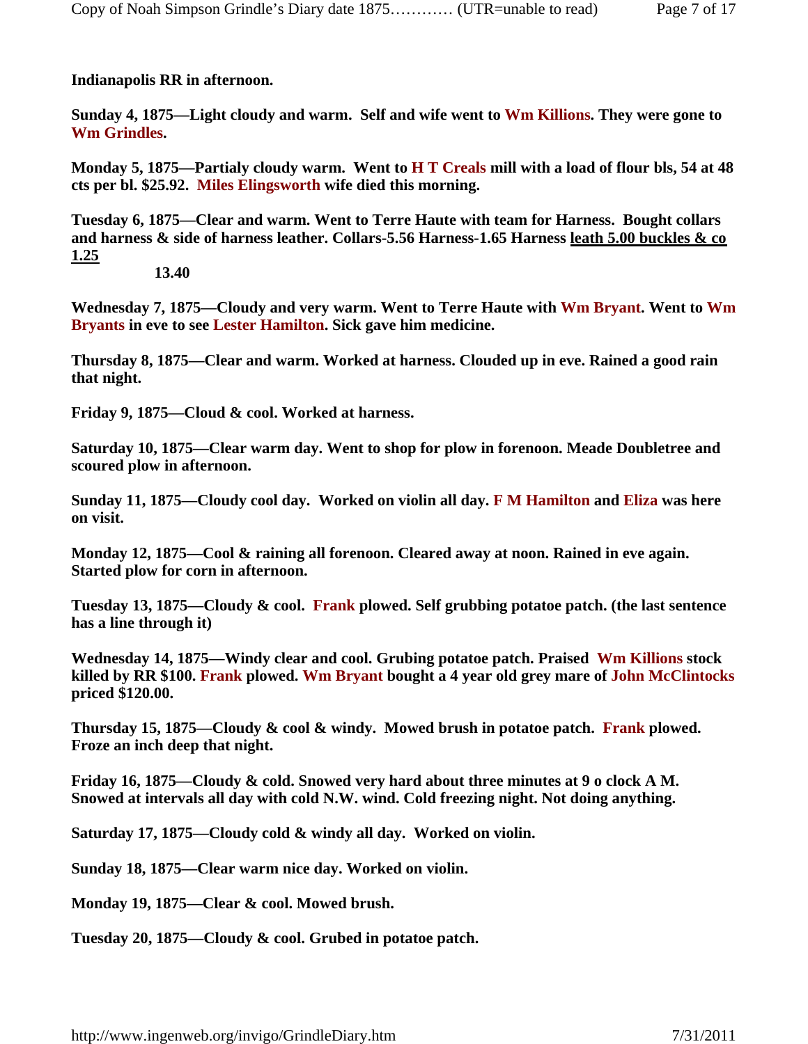**Indianapolis RR in afternoon.**

**Sunday 4, 1875—Light cloudy and warm. Self and wife went to Wm Killions. They were gone to Wm Grindles.**

**Monday 5, 1875—Partialy cloudy warm. Went to H T Creals mill with a load of flour bls, 54 at 48 cts per bl. $25.92. Miles Elingsworth wife died this morning.**

**Tuesday 6, 1875—Clear and warm. Went to Terre Haute with team for Harness. Bought collars and harness & side of harness leather. Collars-5.56 Harness-1.65 Harness <u>leath 5.00 buckles & co 1.25</u>**

**13.40**

**Wednesday 7, 1875—Cloudy and very warm. Went to Terre Haute with Wm Bryant. Went to Wm Bryants in eve to see Lester Hamilton. Sick gave him medicine.**

**Thursday 8, 1875—Clear and warm. Worked at harness. Clouded up in eve. Rained a good rain that night.**

**Friday 9, 1875—Cloud & cool. Worked at harness.**

**Saturday 10, 1875—Clear warm day. Went to shop for plow in forenoon. Meade Doubletree and scoured plow in afternoon.**

**Sunday 11, 1875—Cloudy cool day. Worked on violin all day. F M Hamilton and Eliza was here on visit.**

**Monday 12, 1875—Cool & raining all forenoon. Cleared away at noon. Rained in eve again. Started plow for corn in afternoon.**

**Tuesday 13, 1875—Cloudy & cool. Frank plowed. Self grubbing potatoe patch. (the last sentence has a line through it)**

**Wednesday 14, 1875—Windy clear and cool. Grubing potatoe patch. Praised Wm Killions stock killed by RR $100. Frank plowed. Wm Bryant bought a 4 year old grey mare of John McClintocks priced $120.00.**

**Thursday 15, 1875—Cloudy & cool & windy. Mowed brush in potatoe patch. Frank plowed. Froze an inch deep that night.**

**Friday 16, 1875—Cloudy & cold. Snowed very hard about three minutes at 9 o clock A M. Snowed at intervals all day with cold N.W. wind. Cold freezing night. Not doing anything.**

**Saturday 17, 1875—Cloudy cold & windy all day. Worked on violin.**

**Sunday 18, 1875—Clear warm nice day. Worked on violin.**

**Monday 19, 1875—Clear & cool. Mowed brush.**

**Tuesday 20, 1875—Cloudy & cool. Grubed in potatoe patch.**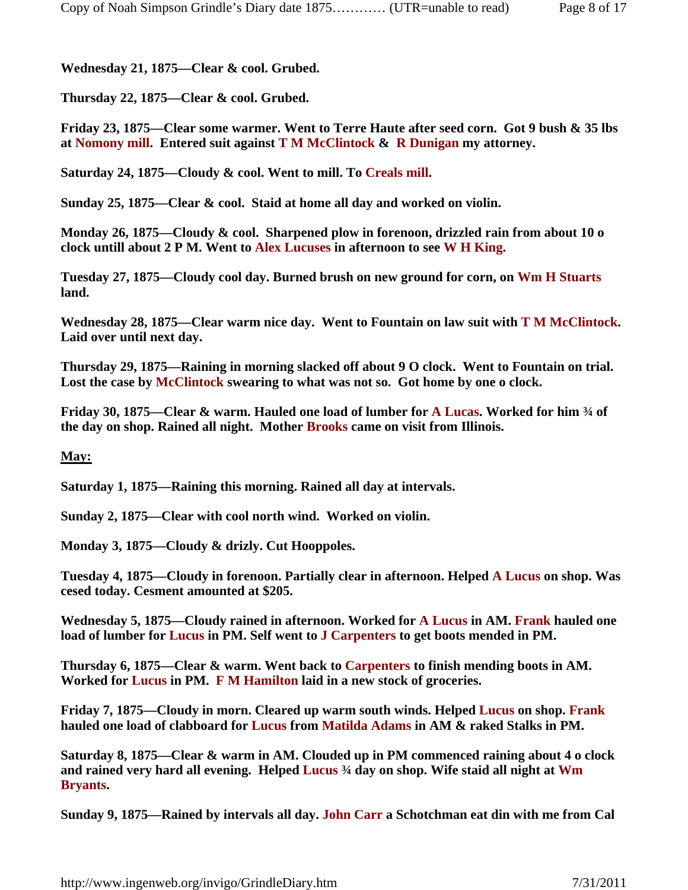**Wednesday 21, 1875—Clear & cool. Grubed.**

**Thursday 22, 1875—Clear & cool. Grubed.**

**Friday 23, 1875—Clear some warmer. Went to Terre Haute after seed corn. Got 9 bush & 35 lbs at Nomony mill. Entered suit against T M McClintock & R Dunigan my attorney.**

**Saturday 24, 1875—Cloudy & cool. Went to mill. To Creals mill.**

**Sunday 25, 1875—Clear & cool. Staid at home all day and worked on violin.**

**Monday 26, 1875—Cloudy & cool. Sharpened plow in forenoon, drizzled rain from about 10 o clock untill about 2 P M. Went to Alex Lucuses in afternoon to see W H King.**

**Tuesday 27, 1875—Cloudy cool day. Burned brush on new ground for corn, on Wm H Stuarts land.**

**Wednesday 28, 1875—Clear warm nice day. Went to Fountain on law suit with T M McClintock. Laid over until next day.**

**Thursday 29, 1875—Raining in morning slacked off about 9 O clock. Went to Fountain on trial. Lost the case by McClintock swearing to what was not so. Got home by one o clock.**

**Friday 30, 1875—Clear & warm. Hauled one load of lumber for A Lucas. Worked for him ¾ of the day on shop. Rained all night. Mother Brooks came on visit from Illinois.**

**<u>May:</u>**

**Saturday 1, 1875—Raining this morning. Rained all day at intervals.**

**Sunday 2, 1875—Clear with cool north wind. Worked on violin.**

**Monday 3, 1875—Cloudy & drizly. Cut Hooppoles.**

**Tuesday 4, 1875—Cloudy in forenoon. Partially clear in afternoon. Helped A Lucus on shop. Was cesed today. Cesment amounted at $205.**

**Wednesday 5, 1875—Cloudy rained in afternoon. Worked for A Lucus in AM. Frank hauled one load of lumber for Lucus in PM. Self went to J Carpenters to get boots mended in PM.**

**Thursday 6, 1875—Clear & warm. Went back to Carpenters to finish mending boots in AM. Worked for Lucus in PM. F M Hamilton laid in a new stock of groceries.**

**Friday 7, 1875—Cloudy in morn. Cleared up warm south winds. Helped Lucus on shop. Frank hauled one load of clabboard for Lucus from Matilda Adams in AM & raked Stalks in PM.**

**Saturday 8, 1875—Clear & warm in AM. Clouded up in PM commenced raining about 4 o clock and rained very hard all evening. Helped Lucus ¾ day on shop. Wife staid all night at Wm Bryants.**

**Sunday 9, 1875—Rained by intervals all day. John Carr a Schotchman eat din with me from Cal**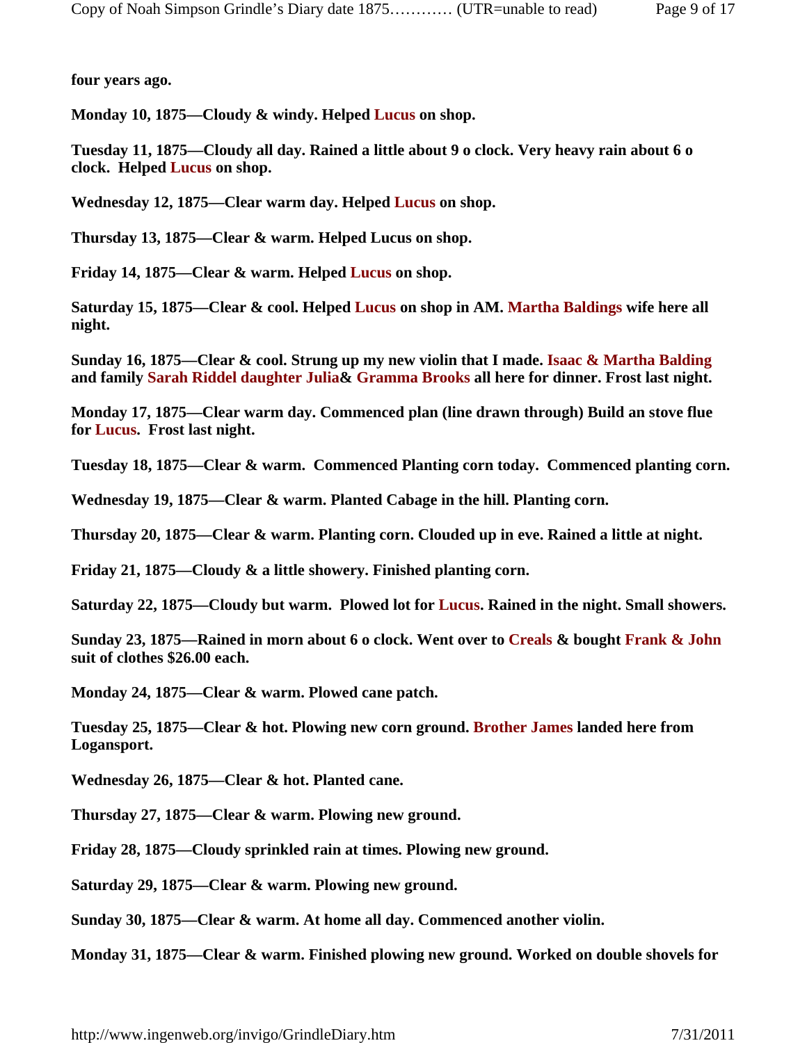**four years ago.**

**Monday 10, 1875—Cloudy & windy. Helped Lucus on shop.**

**Tuesday 11, 1875—Cloudy all day. Rained a little about 9 o clock. Very heavy rain about 6 o clock. Helped Lucus on shop.**

**Wednesday 12, 1875—Clear warm day. Helped Lucus on shop.**

**Thursday 13, 1875—Clear & warm. Helped Lucus on shop.**

**Friday 14, 1875—Clear & warm. Helped Lucus on shop.**

**Saturday 15, 1875—Clear & cool. Helped Lucus on shop in AM. Martha Baldings wife here all night.**

**Sunday 16, 1875—Clear & cool. Strung up my new violin that I made. Isaac & Martha Balding and family Sarah Riddel daughter Julia& Gramma Brooks all here for dinner. Frost last night.**

**Monday 17, 1875—Clear warm day. Commenced plan (line drawn through) Build an stove flue for Lucus. Frost last night.**

**Tuesday 18, 1875—Clear & warm. Commenced Planting corn today. Commenced planting corn.**

**Wednesday 19, 1875—Clear & warm. Planted Cabage in the hill. Planting corn.**

**Thursday 20, 1875—Clear & warm. Planting corn. Clouded up in eve. Rained a little at night.**

**Friday 21, 1875—Cloudy & a little showery. Finished planting corn.**

**Saturday 22, 1875—Cloudy but warm. Plowed lot for Lucus. Rained in the night. Small showers.**

**Sunday 23, 1875—Rained in morn about 6 o clock. Went over to Creals & bought Frank & John suit of clothes $26.00 each.**

**Monday 24, 1875—Clear & warm. Plowed cane patch.**

**Tuesday 25, 1875—Clear & hot. Plowing new corn ground. Brother James landed here from Logansport.**

**Wednesday 26, 1875—Clear & hot. Planted cane.**

**Thursday 27, 1875—Clear & warm. Plowing new ground.**

**Friday 28, 1875—Cloudy sprinkled rain at times. Plowing new ground.**

**Saturday 29, 1875—Clear & warm. Plowing new ground.**

**Sunday 30, 1875—Clear & warm. At home all day. Commenced another violin.**

**Monday 31, 1875—Clear & warm. Finished plowing new ground. Worked on double shovels for**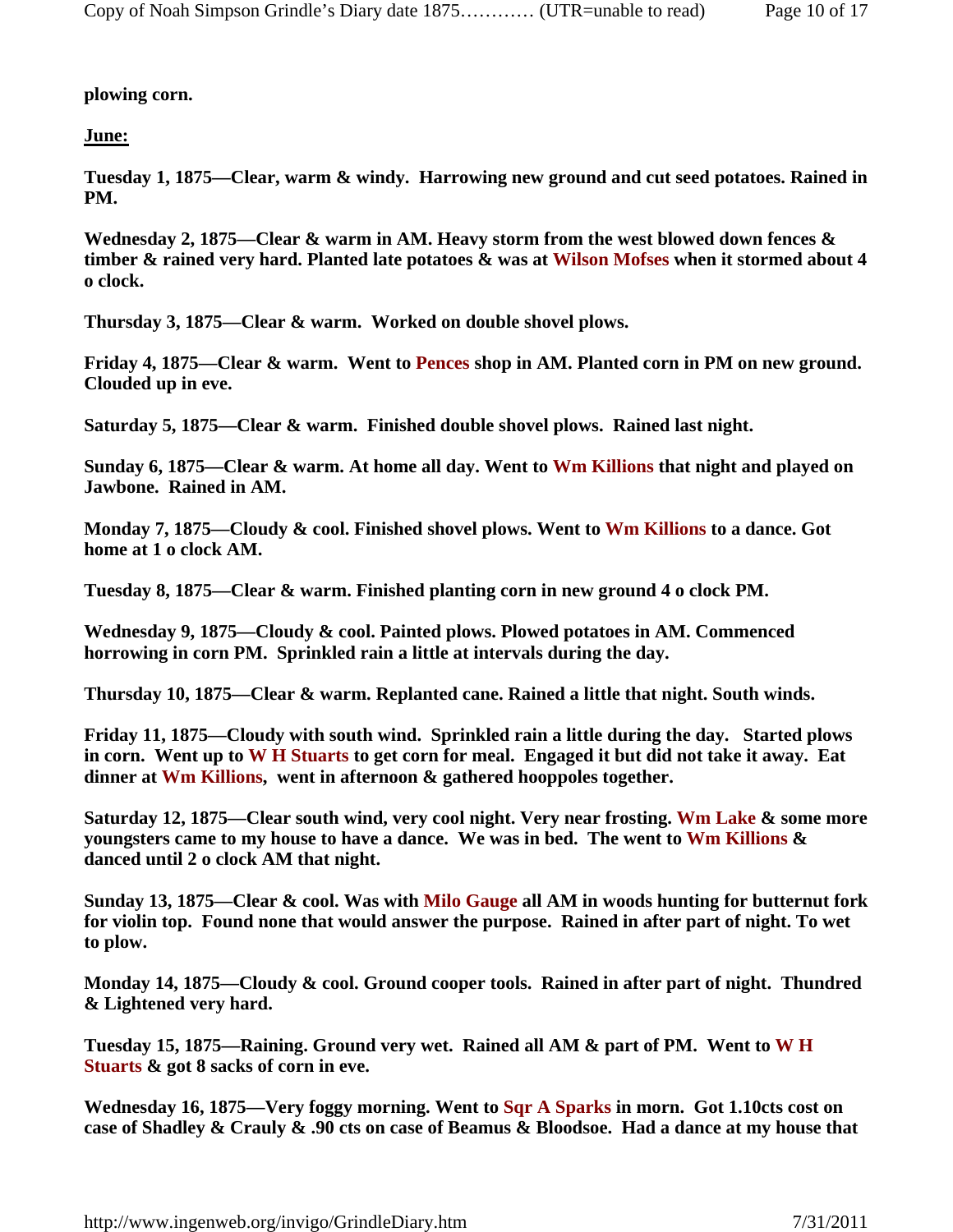**plowing corn.**

**June:**

**Tuesday 1, 1875—Clear, warm & windy. Harrowing new ground and cut seed potatoes. Rained in PM.**

**Wednesday 2, 1875—Clear & warm in AM. Heavy storm from the west blowed down fences & timber & rained very hard. Planted late potatoes & was at Wilson Mofses when it stormed about 4 o clock.**

**Thursday 3, 1875—Clear & warm. Worked on double shovel plows.**

**Friday 4, 1875—Clear & warm. Went to Pences shop in AM. Planted corn in PM on new ground. Clouded up in eve.**

**Saturday 5, 1875—Clear & warm. Finished double shovel plows. Rained last night.**

**Sunday 6, 1875—Clear & warm. At home all day. Went to Wm Killions that night and played on Jawbone. Rained in AM.**

**Monday 7, 1875—Cloudy & cool. Finished shovel plows. Went to Wm Killions to a dance. Got home at 1 o clock AM.**

**Tuesday 8, 1875—Clear & warm. Finished planting corn in new ground 4 o clock PM.**

**Wednesday 9, 1875—Cloudy & cool. Painted plows. Plowed potatoes in AM. Commenced horrowing in corn PM. Sprinkled rain a little at intervals during the day.**

**Thursday 10, 1875—Clear & warm. Replanted cane. Rained a little that night. South winds.**

**Friday 11, 1875—Cloudy with south wind. Sprinkled rain a little during the day. Started plows in corn. Went up to W H Stuarts to get corn for meal. Engaged it but did not take it away. Eat dinner at Wm Killions, went in afternoon & gathered hooppoles together.**

**Saturday 12, 1875—Clear south wind, very cool night. Very near frosting. Wm Lake & some more youngsters came to my house to have a dance. We was in bed. The went to Wm Killions & danced until 2 o clock AM that night.**

**Sunday 13, 1875—Clear & cool. Was with Milo Gauge all AM in woods hunting for butternut fork for violin top. Found none that would answer the purpose. Rained in after part of night. To wet to plow.**

**Monday 14, 1875—Cloudy & cool. Ground cooper tools. Rained in after part of night. Thundred & Lightened very hard.**

**Tuesday 15, 1875—Raining. Ground very wet. Rained all AM & part of PM. Went to W H Stuarts & got 8 sacks of corn in eve.**

**Wednesday 16, 1875—Very foggy morning. Went to Sqr A Sparks in morn. Got 1.10cts cost on case of Shadley & Crauly & .90 cts on case of Beamus & Bloodsoe. Had a dance at my house that**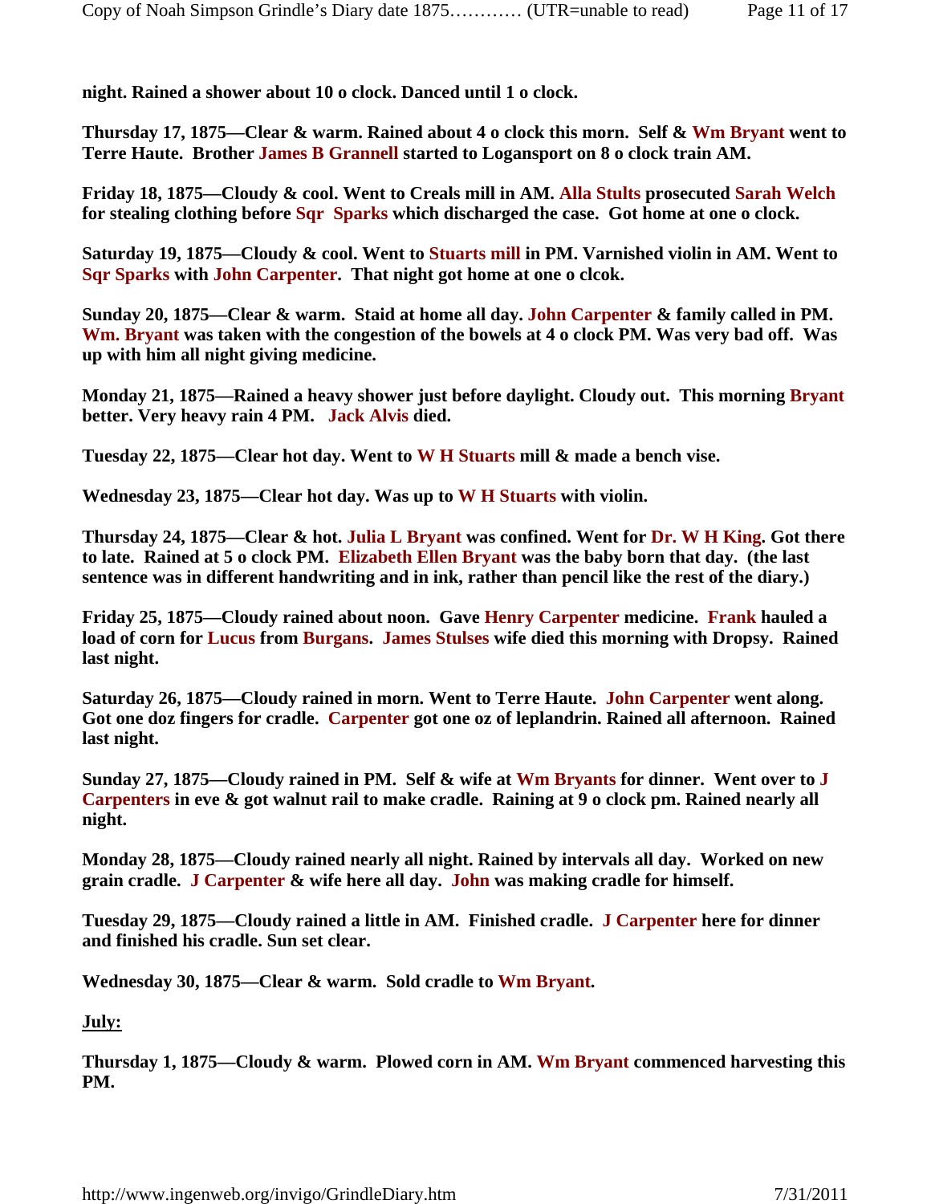**night. Rained a shower about 10 o clock. Danced until 1 o clock.**

**Thursday 17, 1875—Clear & warm. Rained about 4 o clock this morn. Self & Wm Bryant went to Terre Haute. Brother James B Grannell started to Logansport on 8 o clock train AM.**

**Friday 18, 1875—Cloudy & cool. Went to Creals mill in AM. Alla Stults prosecuted Sarah Welch for stealing clothing before Sqr Sparks which discharged the case. Got home at one o clock.**

**Saturday 19, 1875—Cloudy & cool. Went to Stuarts mill in PM. Varnished violin in AM. Went to Sqr Sparks with John Carpenter. That night got home at one o clcok.**

**Sunday 20, 1875—Clear & warm. Staid at home all day. John Carpenter & family called in PM. Wm. Bryant was taken with the congestion of the bowels at 4 o clock PM. Was very bad off. Was up with him all night giving medicine.**

**Monday 21, 1875—Rained a heavy shower just before daylight. Cloudy out. This morning Bryant better. Very heavy rain 4 PM. Jack Alvis died.**

**Tuesday 22, 1875—Clear hot day. Went to W H Stuarts mill & made a bench vise.**

**Wednesday 23, 1875—Clear hot day. Was up to W H Stuarts with violin.**

**Thursday 24, 1875—Clear & hot. Julia L Bryant was confined. Went for Dr. W H King. Got there to late. Rained at 5 o clock PM. Elizabeth Ellen Bryant was the baby born that day. (the last sentence was in different handwriting and in ink, rather than pencil like the rest of the diary.)**

**Friday 25, 1875—Cloudy rained about noon. Gave Henry Carpenter medicine. Frank hauled a load of corn for Lucus from Burgans. James Stulses wife died this morning with Dropsy. Rained last night.**

**Saturday 26, 1875—Cloudy rained in morn. Went to Terre Haute. John Carpenter went along. Got one doz fingers for cradle. Carpenter got one oz of leplandrin. Rained all afternoon. Rained last night.**

**Sunday 27, 1875—Cloudy rained in PM. Self & wife at Wm Bryants for dinner. Went over to J Carpenters in eve & got walnut rail to make cradle. Raining at 9 o clock pm. Rained nearly all night.**

**Monday 28, 1875—Cloudy rained nearly all night. Rained by intervals all day. Worked on new grain cradle. J Carpenter & wife here all day. John was making cradle for himself.**

**Tuesday 29, 1875—Cloudy rained a little in AM. Finished cradle. J Carpenter here for dinner and finished his cradle. Sun set clear.**

**Wednesday 30, 1875—Clear & warm. Sold cradle to Wm Bryant.**

**July:**

**Thursday 1, 1875—Cloudy & warm. Plowed corn in AM. Wm Bryant commenced harvesting this PM.**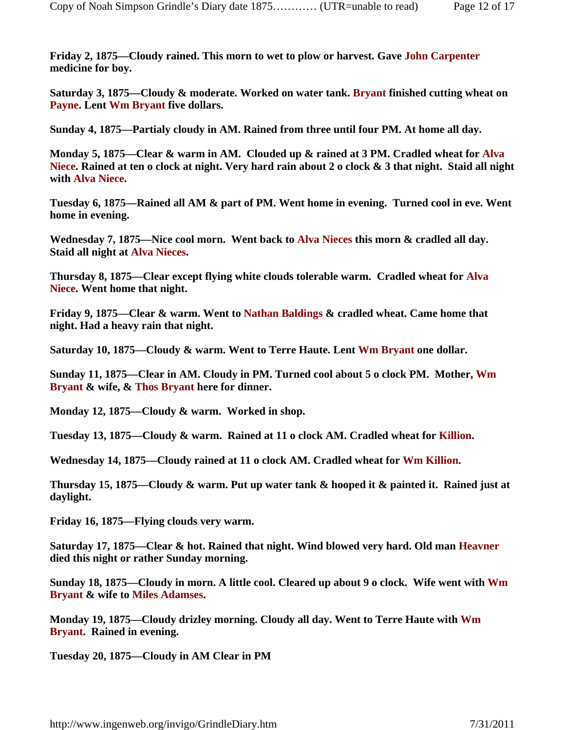**Friday 2, 1875—Cloudy rained. This morn to wet to plow or harvest. Gave John Carpenter medicine for boy.**

**Saturday 3, 1875—Cloudy & moderate. Worked on water tank. Bryant finished cutting wheat on Payne. Lent Wm Bryant five dollars.**

**Sunday 4, 1875—Partialy cloudy in AM. Rained from three until four PM. At home all day.**

**Monday 5, 1875—Clear & warm in AM. Clouded up & rained at 3 PM. Cradled wheat for Alva Niece. Rained at ten o clock at night. Very hard rain about 2 o clock & 3 that night. Staid all night with Alva Niece.**

**Tuesday 6, 1875—Rained all AM & part of PM. Went home in evening. Turned cool in eve. Went home in evening.**

**Wednesday 7, 1875—Nice cool morn. Went back to Alva Nieces this morn & cradled all day. Staid all night at Alva Nieces.**

**Thursday 8, 1875—Clear except flying white clouds tolerable warm. Cradled wheat for Alva Niece. Went home that night.**

**Friday 9, 1875—Clear & warm. Went to Nathan Baldings & cradled wheat. Came home that night. Had a heavy rain that night.**

**Saturday 10, 1875—Cloudy & warm. Went to Terre Haute. Lent Wm Bryant one dollar.**

**Sunday 11, 1875—Clear in AM. Cloudy in PM. Turned cool about 5 o clock PM. Mother, Wm Bryant & wife, & Thos Bryant here for dinner.**

**Monday 12, 1875—Cloudy & warm. Worked in shop.**

**Tuesday 13, 1875—Cloudy & warm. Rained at 11 o clock AM. Cradled wheat for Killion.**

**Wednesday 14, 1875—Cloudy rained at 11 o clock AM. Cradled wheat for Wm Killion.**

**Thursday 15, 1875—Cloudy & warm. Put up water tank & hooped it & painted it. Rained just at daylight.**

**Friday 16, 1875—Flying clouds very warm.**

**Saturday 17, 1875—Clear & hot. Rained that night. Wind blowed very hard. Old man Heavner died this night or rather Sunday morning.**

**Sunday 18, 1875—Cloudy in morn. A little cool. Cleared up about 9 o clock. Wife went with Wm Bryant & wife to Miles Adamses.**

**Monday 19, 1875—Cloudy drizley morning. Cloudy all day. Went to Terre Haute with Wm Bryant. Rained in evening.**

**Tuesday 20, 1875—Cloudy in AM Clear in PM**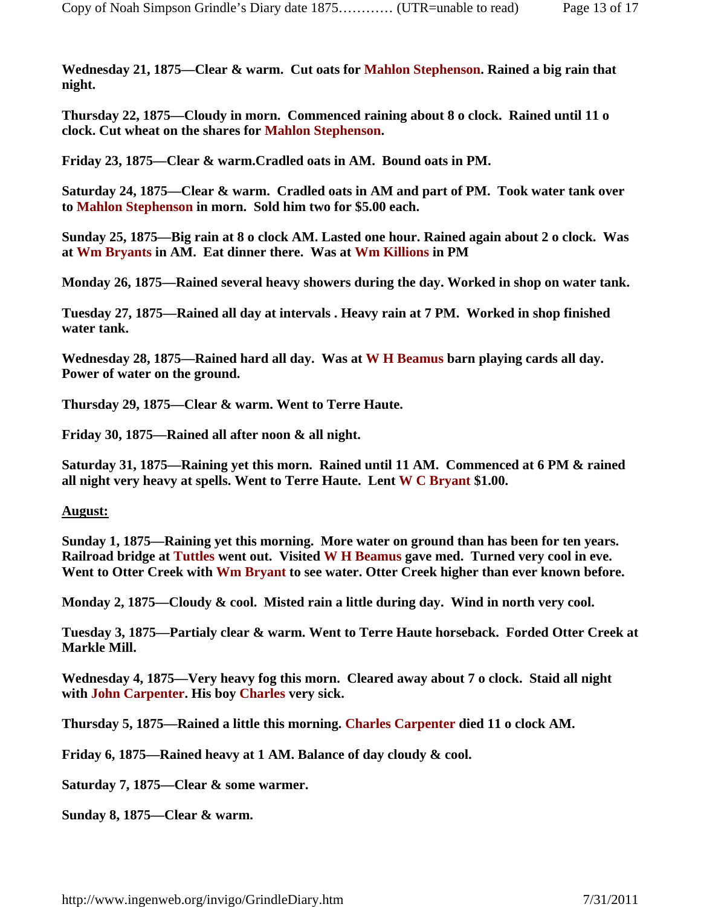**Wednesday 21, 1875—Clear & warm. Cut oats for Mahlon Stephenson. Rained a big rain that night.**

**Thursday 22, 1875—Cloudy in morn. Commenced raining about 8 o clock. Rained until 11 o clock. Cut wheat on the shares for Mahlon Stephenson.**

**Friday 23, 1875—Clear & warm.Cradled oats in AM. Bound oats in PM.**

**Saturday 24, 1875—Clear & warm. Cradled oats in AM and part of PM. Took water tank over to Mahlon Stephenson in morn. Sold him two for $5.00 each.**

**Sunday 25, 1875—Big rain at 8 o clock AM. Lasted one hour. Rained again about 2 o clock. Was at Wm Bryants in AM. Eat dinner there. Was at Wm Killions in PM**

**Monday 26, 1875—Rained several heavy showers during the day. Worked in shop on water tank.**

**Tuesday 27, 1875—Rained all day at intervals . Heavy rain at 7 PM. Worked in shop finished water tank.**

**Wednesday 28, 1875—Rained hard all day. Was at W H Beamus barn playing cards all day. Power of water on the ground.**

**Thursday 29, 1875—Clear & warm. Went to Terre Haute.**

**Friday 30, 1875—Rained all after noon & all night.**

**Saturday 31, 1875—Raining yet this morn. Rained until 11 AM. Commenced at 6 PM & rained all night very heavy at spells. Went to Terre Haute. Lent W C Bryant $1.00.**

**<u>August:</u>**

**Sunday 1, 1875—Raining yet this morning. More water on ground than has been for ten years. Railroad bridge at Tuttles went out. Visited W H Beamus gave med. Turned very cool in eve. Went to Otter Creek with Wm Bryant to see water. Otter Creek higher than ever known before.**

**Monday 2, 1875—Cloudy & cool. Misted rain a little during day. Wind in north very cool.**

**Tuesday 3, 1875—Partialy clear & warm. Went to Terre Haute horseback. Forded Otter Creek at Markle Mill.**

**Wednesday 4, 1875—Very heavy fog this morn. Cleared away about 7 o clock. Staid all night with John Carpenter. His boy Charles very sick.**

**Thursday 5, 1875—Rained a little this morning. Charles Carpenter died 11 o clock AM.**

**Friday 6, 1875—Rained heavy at 1 AM. Balance of day cloudy & cool.**

**Saturday 7, 1875—Clear & some warmer.**

**Sunday 8, 1875—Clear & warm.**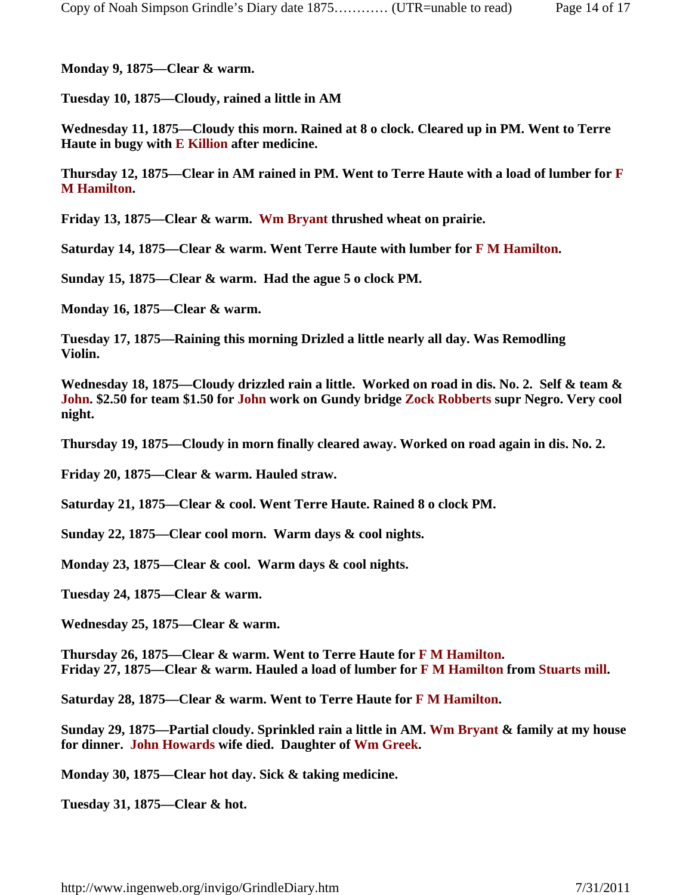**Monday 9, 1875—Clear & warm.**

**Tuesday 10, 1875—Cloudy, rained a little in AM**

**Wednesday 11, 1875—Cloudy this morn. Rained at 8 o clock. Cleared up in PM. Went to Terre Haute in bugy with E Killion after medicine.**

**Thursday 12, 1875—Clear in AM rained in PM. Went to Terre Haute with a load of lumber for F M Hamilton.**

**Friday 13, 1875—Clear & warm. Wm Bryant thrushed wheat on prairie.**

**Saturday 14, 1875—Clear & warm. Went Terre Haute with lumber for F M Hamilton.**

**Sunday 15, 1875—Clear & warm. Had the ague 5 o clock PM.**

**Monday 16, 1875—Clear & warm.**

**Tuesday 17, 1875—Raining this morning Drizled a little nearly all day. Was Remodling Violin.**

**Wednesday 18, 1875—Cloudy drizzled rain a little. Worked on road in dis. No. 2. Self & team & John. $2.50 for team $1.50 for John work on Gundy bridge Zock Robberts supr Negro. Very cool night.**

**Thursday 19, 1875—Cloudy in morn finally cleared away. Worked on road again in dis. No. 2.**

**Friday 20, 1875—Clear & warm. Hauled straw.**

**Saturday 21, 1875—Clear & cool. Went Terre Haute. Rained 8 o clock PM.**

**Sunday 22, 1875—Clear cool morn. Warm days & cool nights.**

**Monday 23, 1875—Clear & cool. Warm days & cool nights.**

**Tuesday 24, 1875—Clear & warm.**

**Wednesday 25, 1875—Clear & warm.**

**Thursday 26, 1875—Clear & warm. Went to Terre Haute for F M Hamilton.**
**Friday 27, 1875—Clear & warm. Hauled a load of lumber for F M Hamilton from Stuarts mill.**

**Saturday 28, 1875—Clear & warm. Went to Terre Haute for F M Hamilton.**

**Sunday 29, 1875—Partial cloudy. Sprinkled rain a little in AM. Wm Bryant & family at my house for dinner. John Howards wife died. Daughter of Wm Greek.**

**Monday 30, 1875—Clear hot day. Sick & taking medicine.**

**Tuesday 31, 1875—Clear & hot.**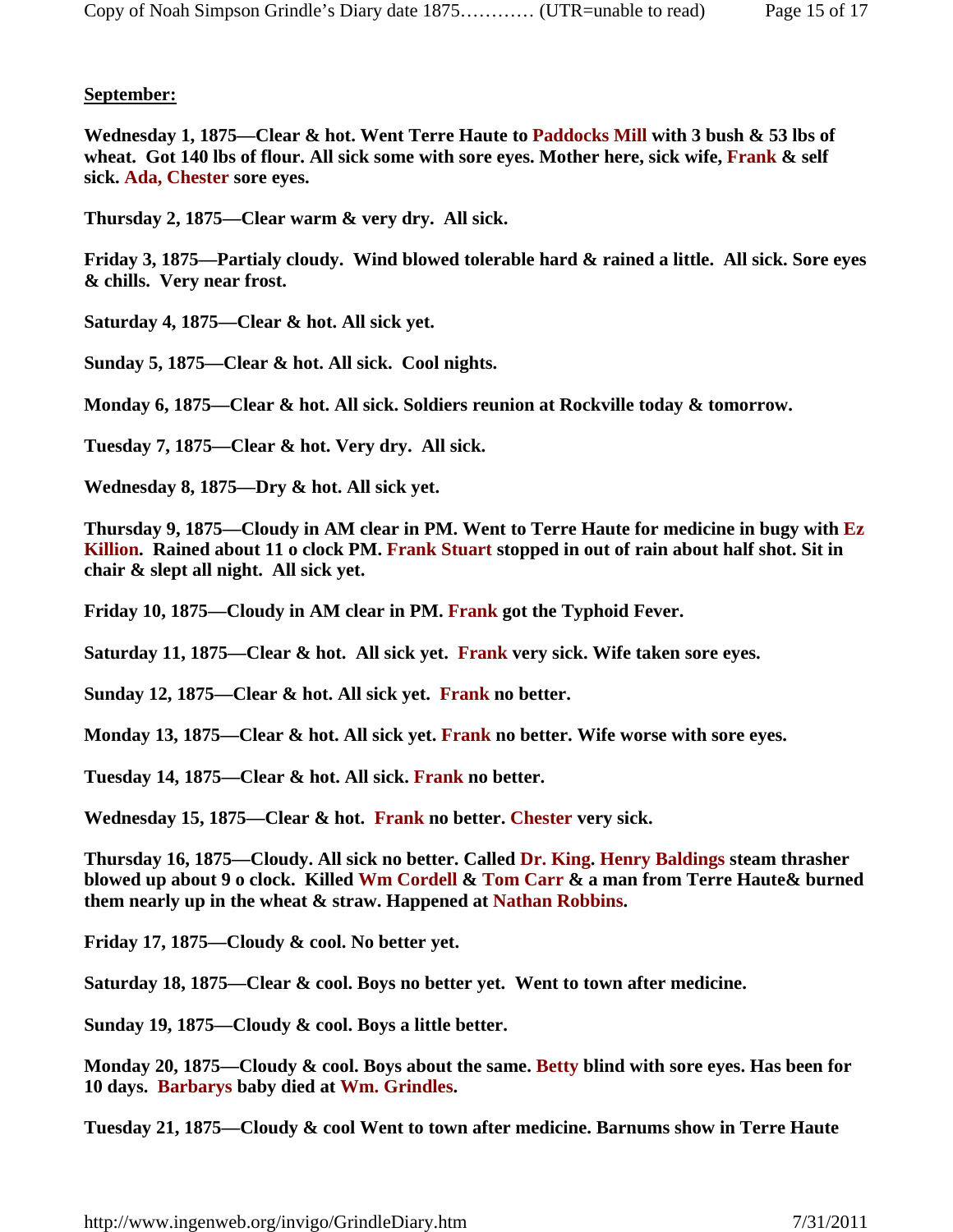**September:**

**Wednesday 1, 1875—Clear & hot. Went Terre Haute to Paddocks Mill with 3 bush & 53 lbs of wheat. Got 140 lbs of flour. All sick some with sore eyes. Mother here, sick wife, Frank & self sick. Ada, Chester sore eyes.**

**Thursday 2, 1875—Clear warm & very dry. All sick.**

**Friday 3, 1875—Partialy cloudy. Wind blowed tolerable hard & rained a little. All sick. Sore eyes & chills. Very near frost.**

**Saturday 4, 1875—Clear & hot. All sick yet.**

**Sunday 5, 1875—Clear & hot. All sick. Cool nights.**

**Monday 6, 1875—Clear & hot. All sick. Soldiers reunion at Rockville today & tomorrow.**

**Tuesday 7, 1875—Clear & hot. Very dry. All sick.**

**Wednesday 8, 1875—Dry & hot. All sick yet.**

**Thursday 9, 1875—Cloudy in AM clear in PM. Went to Terre Haute for medicine in bugy with Ez Killion. Rained about 11 o clock PM. Frank Stuart stopped in out of rain about half shot. Sit in chair & slept all night. All sick yet.**

**Friday 10, 1875—Cloudy in AM clear in PM. Frank got the Typhoid Fever.**

**Saturday 11, 1875—Clear & hot. All sick yet. Frank very sick. Wife taken sore eyes.**

**Sunday 12, 1875—Clear & hot. All sick yet. Frank no better.**

**Monday 13, 1875—Clear & hot. All sick yet. Frank no better. Wife worse with sore eyes.**

**Tuesday 14, 1875—Clear & hot. All sick. Frank no better.**

**Wednesday 15, 1875—Clear & hot. Frank no better. Chester very sick.**

**Thursday 16, 1875—Cloudy. All sick no better. Called Dr. King. Henry Baldings steam thrasher blowed up about 9 o clock. Killed Wm Cordell & Tom Carr & a man from Terre Haute& burned them nearly up in the wheat & straw. Happened at Nathan Robbins.**

**Friday 17, 1875—Cloudy & cool. No better yet.**

**Saturday 18, 1875—Clear & cool. Boys no better yet. Went to town after medicine.**

**Sunday 19, 1875—Cloudy & cool. Boys a little better.**

**Monday 20, 1875—Cloudy & cool. Boys about the same. Betty blind with sore eyes. Has been for 10 days. Barbarys baby died at Wm. Grindles.**

**Tuesday 21, 1875—Cloudy & cool Went to town after medicine. Barnums show in Terre Haute**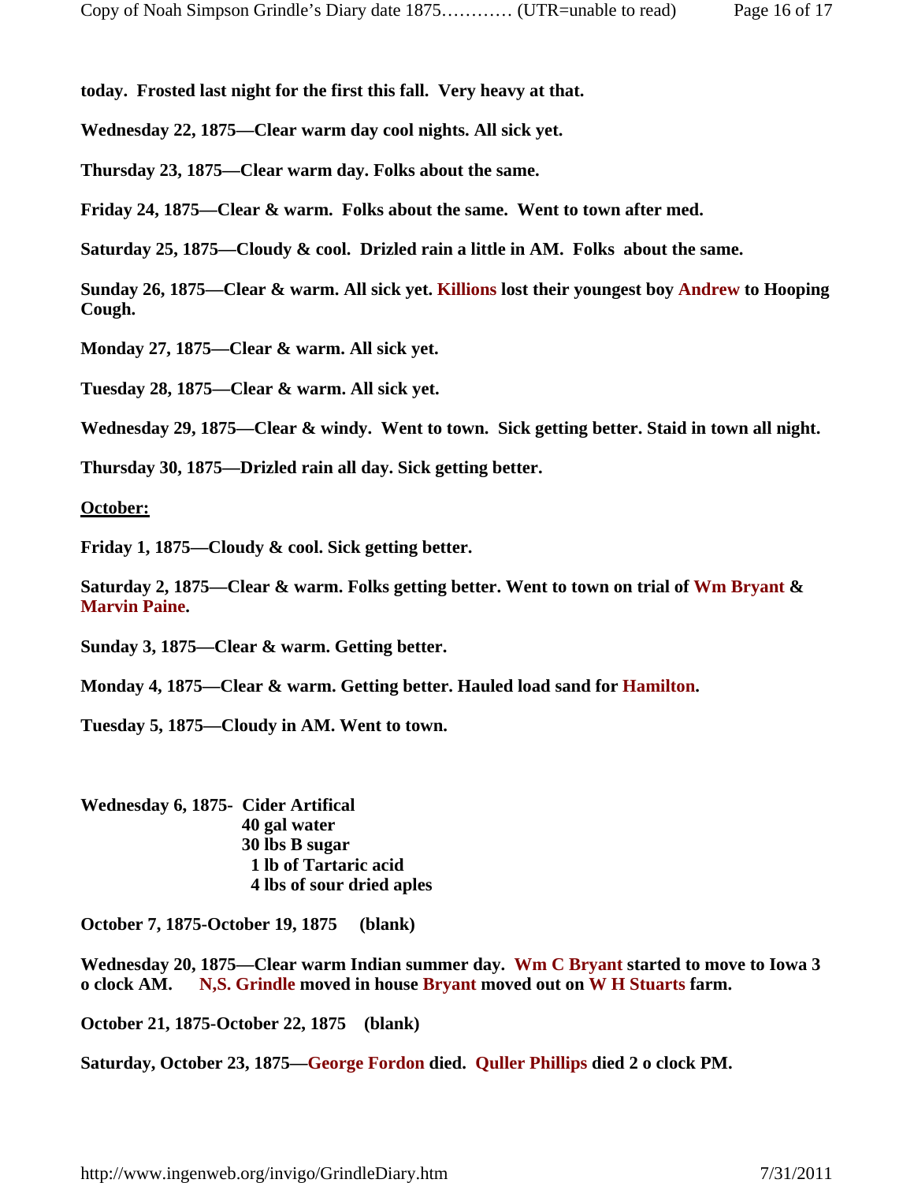**today. Frosted last night for the first this fall. Very heavy at that.**

**Wednesday 22, 1875—Clear warm day cool nights. All sick yet.**

**Thursday 23, 1875—Clear warm day. Folks about the same.**

**Friday 24, 1875—Clear & warm. Folks about the same. Went to town after med.**

**Saturday 25, 1875—Cloudy & cool. Drizled rain a little in AM. Folks about the same.**

**Sunday 26, 1875—Clear & warm. All sick yet. Killions lost their youngest boy Andrew to Hooping Cough.**

**Monday 27, 1875—Clear & warm. All sick yet.**

**Tuesday 28, 1875—Clear & warm. All sick yet.**

**Wednesday 29, 1875—Clear & windy. Went to town. Sick getting better. Staid in town all night.**

**Thursday 30, 1875—Drizled rain all day. Sick getting better.**

**October:**

**Friday 1, 1875—Cloudy & cool. Sick getting better.**

**Saturday 2, 1875—Clear & warm. Folks getting better. Went to town on trial of Wm Bryant & Marvin Paine.**

**Sunday 3, 1875—Clear & warm. Getting better.**

**Monday 4, 1875—Clear & warm. Getting better. Hauled load sand for Hamilton.**

**Tuesday 5, 1875—Cloudy in AM. Went to town.**

**Wednesday 6, 1875- Cider Artifical**
**40 gal water**
**30 lbs B sugar**
**1 lb of Tartaric acid**
**4 lbs of sour dried aples**

**October 7, 1875-October 19, 1875 (blank)**

**Wednesday 20, 1875—Clear warm Indian summer day. Wm C Bryant started to move to Iowa 3 o clock AM. N,S. Grindle moved in house Bryant moved out on W H Stuarts farm.**

**October 21, 1875-October 22, 1875 (blank)**

**Saturday, October 23, 1875—George Fordon died. Quller Phillips died 2 o clock PM.**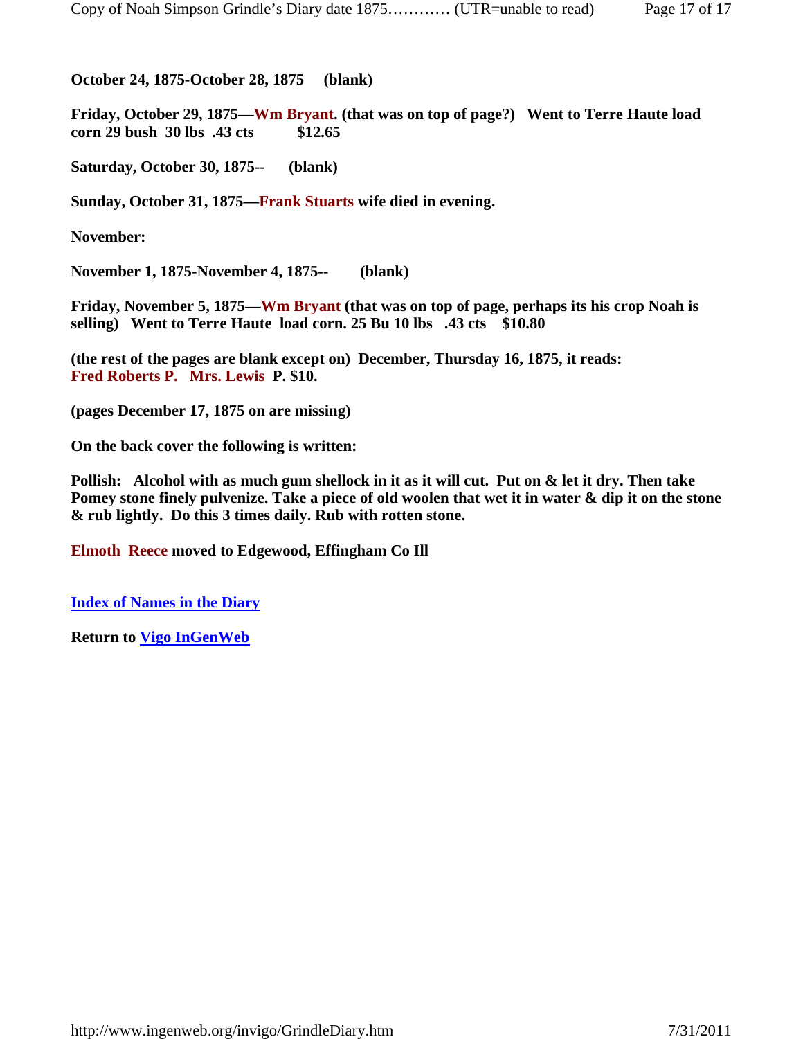**October 24, 1875-October 28, 1875 (blank)**

**Friday, October 29, 1875—Wm Bryant. (that was on top of page?) Went to Terre Haute load corn 29 bush 30 lbs .43 cts $12.65**

**Saturday, October 30, 1875-- (blank)**

**Sunday, October 31, 1875—Frank Stuarts wife died in evening.**

**November:**

**November 1, 1875-November 4, 1875-- (blank)**

**Friday, November 5, 1875—Wm Bryant (that was on top of page, perhaps its his crop Noah is selling) Went to Terre Haute load corn. 25 Bu 10 lbs .43 cts $10.80**

**(the rest of the pages are blank except on) December, Thursday 16, 1875, it reads: Fred Roberts P. Mrs. Lewis P. $10.**

**(pages December 17, 1875 on are missing)**

**On the back cover the following is written:**

**Pollish: Alcohol with as much gum shellock in it as it will cut. Put on & let it dry. Then take Pomey stone finely pulvenize. Take a piece of old woolen that wet it in water & dip it on the stone & rub lightly. Do this 3 times daily. Rub with rotten stone.**

**Elmoth Reece moved to Edgewood, Effingham Co Ill**

**Index of Names in the Diary**

**Return to Vigo InGenWeb**